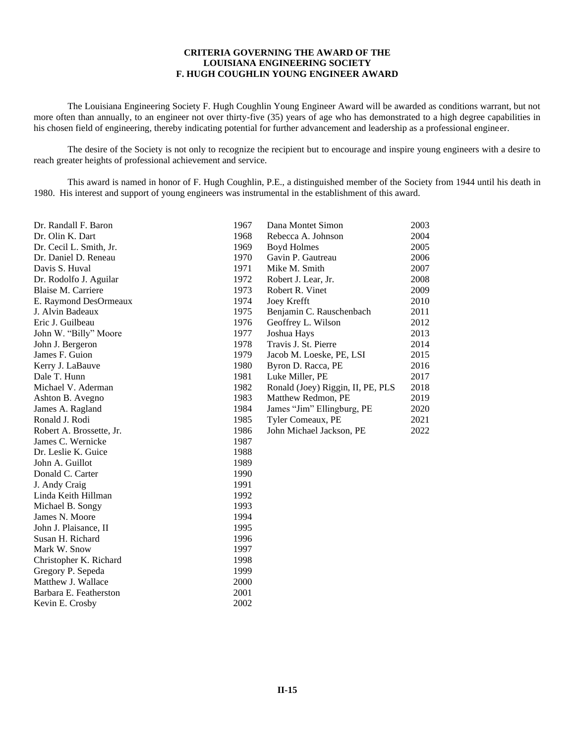# CRITERIA GOVERNING THE AWARD OF THE LOUISIANA ENGINEERING SOCIETY F. HUGH COUGHLIN YOUNG ENGINEER AWARD

The Louisiana Engineering Society F. Hugh Coughlin Young Engineer Award will be awarded as conditions warrant, but not more often than annually, to an engineer not over thirty-five (35) years of age who has demonstrated to a high degree capabilities in his chosen field of engineering, thereby indicating potential for further advancement and leadership as a professional engineer.

The desire of the Society is not only to recognize the recipient but to encourage and inspire young engineers with a desire to reach greater heights of professional achievement and service.

This award is named in honor of F. Hugh Coughlin, P.E., a distinguished member of the Society from 1944 until his death in 1980. His interest and support of young engineers was instrumental in the establishment of this award.

| Name | Year |
|---|---|
| Dr. Randall F. Baron | 1967 |
| Dr. Olin K. Dart | 1968 |
| Dr. Cecil L. Smith, Jr. | 1969 |
| Dr. Daniel D. Reneau | 1970 |
| Davis S. Huval | 1971 |
| Dr. Rodolfo J. Aguilar | 1972 |
| Blaise M. Carriere | 1973 |
| E. Raymond DesOrmeaux | 1974 |
| J. Alvin Badeaux | 1975 |
| Eric J. Guilbeau | 1976 |
| John W. "Billy" Moore | 1977 |
| John J. Bergeron | 1978 |
| James F. Guion | 1979 |
| Kerry J. LaBauve | 1980 |
| Dale T. Hunn | 1981 |
| Michael V. Aderman | 1982 |
| Ashton B. Avegno | 1983 |
| James A. Ragland | 1984 |
| Ronald J. Rodi | 1985 |
| Robert A. Brossette, Jr. | 1986 |
| James C. Wernicke | 1987 |
| Dr. Leslie K. Guice | 1988 |
| John A. Guillot | 1989 |
| Donald C. Carter | 1990 |
| J. Andy Craig | 1991 |
| Linda Keith Hillman | 1992 |
| Michael B. Songy | 1993 |
| James N. Moore | 1994 |
| John J. Plaisance, II | 1995 |
| Susan H. Richard | 1996 |
| Mark W. Snow | 1997 |
| Christopher K. Richard | 1998 |
| Gregory P. Sepeda | 1999 |
| Matthew J. Wallace | 2000 |
| Barbara E. Featherston | 2001 |
| Kevin E. Crosby | 2002 |
| Dana Montet Simon | 2003 |
| Rebecca A. Johnson | 2004 |
| Boyd Holmes | 2005 |
| Gavin P. Gautreau | 2006 |
| Mike M. Smith | 2007 |
| Robert J. Lear, Jr. | 2008 |
| Robert R. Vinet | 2009 |
| Joey Krefft | 2010 |
| Benjamin C. Rauschenbach | 2011 |
| Geoffrey L. Wilson | 2012 |
| Joshua Hays | 2013 |
| Travis J. St. Pierre | 2014 |
| Jacob M. Loeske, PE, LSI | 2015 |
| Byron D. Racca, PE | 2016 |
| Luke Miller, PE | 2017 |
| Ronald (Joey) Riggin, II, PE, PLS | 2018 |
| Matthew Redmon, PE | 2019 |
| James "Jim" Ellingburg, PE | 2020 |
| Tyler Comeaux, PE | 2021 |
| John Michael Jackson, PE | 2022 |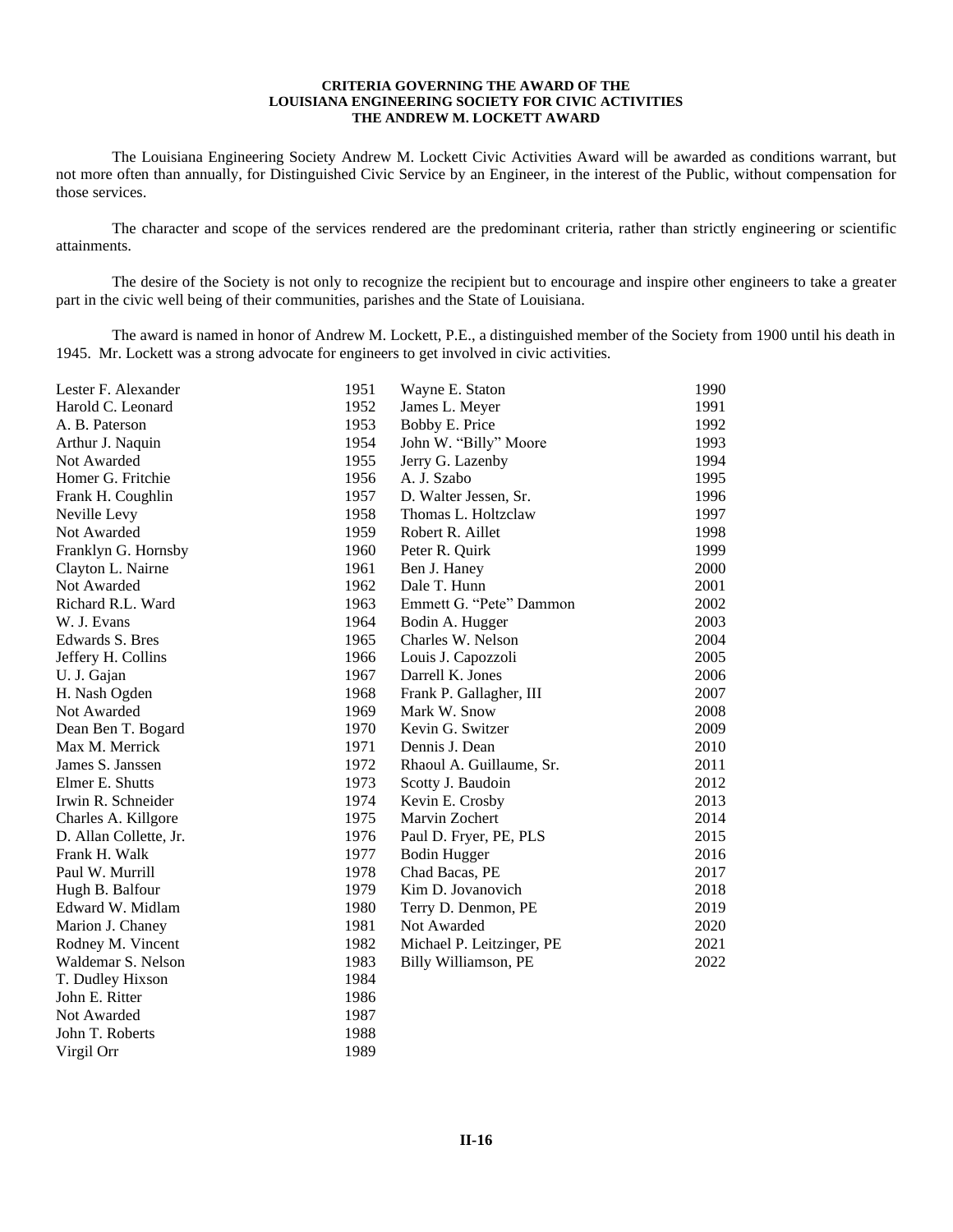**CRITERIA GOVERNING THE AWARD OF THE**
**LOUISIANA ENGINEERING SOCIETY FOR CIVIC ACTIVITIES**
**THE ANDREW M. LOCKETT AWARD**

The Louisiana Engineering Society Andrew M. Lockett Civic Activities Award will be awarded as conditions warrant, but not more often than annually, for Distinguished Civic Service by an Engineer, in the interest of the Public, without compensation for those services.

The character and scope of the services rendered are the predominant criteria, rather than strictly engineering or scientific attainments.

The desire of the Society is not only to recognize the recipient but to encourage and inspire other engineers to take a greater part in the civic well being of their communities, parishes and the State of Louisiana.

The award is named in honor of Andrew M. Lockett, P.E., a distinguished member of the Society from 1900 until his death in 1945. Mr. Lockett was a strong advocate for engineers to get involved in civic activities.

| Name | Year |
|---|---|
| Lester F. Alexander | 1951 |
| Harold C. Leonard | 1952 |
| A. B. Paterson | 1953 |
| Arthur J. Naquin | 1954 |
| Not Awarded | 1955 |
| Homer G. Fritchie | 1956 |
| Frank H. Coughlin | 1957 |
| Neville Levy | 1958 |
| Not Awarded | 1959 |
| Franklyn G. Hornsby | 1960 |
| Clayton L. Nairne | 1961 |
| Not Awarded | 1962 |
| Richard R.L. Ward | 1963 |
| W. J. Evans | 1964 |
| Edwards S. Bres | 1965 |
| Jeffery H. Collins | 1966 |
| U. J. Gajan | 1967 |
| H. Nash Ogden | 1968 |
| Not Awarded | 1969 |
| Dean Ben T. Bogard | 1970 |
| Max M. Merrick | 1971 |
| James S. Janssen | 1972 |
| Elmer E. Shutts | 1973 |
| Irwin R. Schneider | 1974 |
| Charles A. Killgore | 1975 |
| D. Allan Collette, Jr. | 1976 |
| Frank H. Walk | 1977 |
| Paul W. Murrill | 1978 |
| Hugh B. Balfour | 1979 |
| Edward W. Midlam | 1980 |
| Marion J. Chaney | 1981 |
| Rodney M. Vincent | 1982 |
| Waldemar S. Nelson | 1983 |
| T. Dudley Hixson | 1984 |
| John E. Ritter | 1986 |
| Not Awarded | 1987 |
| John T. Roberts | 1988 |
| Virgil Orr | 1989 |
| Wayne E. Staton | 1990 |
| James L. Meyer | 1991 |
| Bobby E. Price | 1992 |
| John W. "Billy" Moore | 1993 |
| Jerry G. Lazenby | 1994 |
| A. J. Szabo | 1995 |
| D. Walter Jessen, Sr. | 1996 |
| Thomas L. Holtzclaw | 1997 |
| Robert R. Aillet | 1998 |
| Peter R. Quirk | 1999 |
| Ben J. Haney | 2000 |
| Dale T. Hunn | 2001 |
| Emmett G. "Pete" Dammon | 2002 |
| Bodin A. Hugger | 2003 |
| Charles W. Nelson | 2004 |
| Louis J. Capozzoli | 2005 |
| Darrell K. Jones | 2006 |
| Frank P. Gallagher, III | 2007 |
| Mark W. Snow | 2008 |
| Kevin G. Switzer | 2009 |
| Dennis J. Dean | 2010 |
| Rhaoul A. Guillaume, Sr. | 2011 |
| Scotty J. Baudoin | 2012 |
| Kevin E. Crosby | 2013 |
| Marvin Zochert | 2014 |
| Paul D. Fryer, PE, PLS | 2015 |
| Bodin Hugger | 2016 |
| Chad Bacas, PE | 2017 |
| Kim D. Jovanovich | 2018 |
| Terry D. Denmon, PE | 2019 |
| Not Awarded | 2020 |
| Michael P. Leitzinger, PE | 2021 |
| Billy Williamson, PE | 2022 |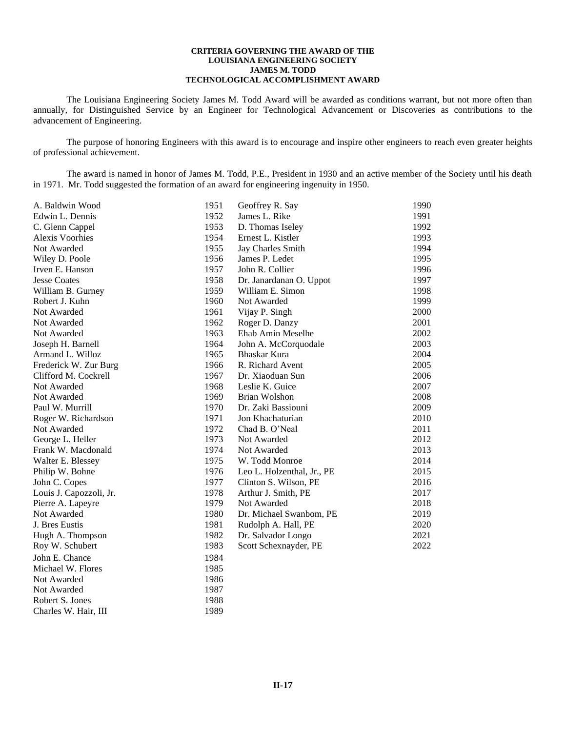**CRITERIA GOVERNING THE AWARD OF THE**
**LOUISIANA ENGINEERING SOCIETY**
**JAMES M. TODD**
**TECHNOLOGICAL ACCOMPLISHMENT AWARD**

The Louisiana Engineering Society James M. Todd Award will be awarded as conditions warrant, but not more often than annually, for Distinguished Service by an Engineer for Technological Advancement or Discoveries as contributions to the advancement of Engineering.

The purpose of honoring Engineers with this award is to encourage and inspire other engineers to reach even greater heights of professional achievement.

The award is named in honor of James M. Todd, P.E., President in 1930 and an active member of the Society until his death in 1971. Mr. Todd suggested the formation of an award for engineering ingenuity in 1950.

| Name | Year |
|---|---|
| A. Baldwin Wood | 1951 |
| Edwin L. Dennis | 1952 |
| C. Glenn Cappel | 1953 |
| Alexis Voorhies | 1954 |
| Not Awarded | 1955 |
| Wiley D. Poole | 1956 |
| Irven E. Hanson | 1957 |
| Jesse Coates | 1958 |
| William B. Gurney | 1959 |
| Robert J. Kuhn | 1960 |
| Not Awarded | 1961 |
| Not Awarded | 1962 |
| Not Awarded | 1963 |
| Joseph H. Barnell | 1964 |
| Armand L. Willoz | 1965 |
| Frederick W. Zur Burg | 1966 |
| Clifford M. Cockrell | 1967 |
| Not Awarded | 1968 |
| Not Awarded | 1969 |
| Paul W. Murrill | 1970 |
| Roger W. Richardson | 1971 |
| Not Awarded | 1972 |
| George L. Heller | 1973 |
| Frank W. Macdonald | 1974 |
| Walter E. Blessey | 1975 |
| Philip W. Bohne | 1976 |
| John C. Copes | 1977 |
| Louis J. Capozzoli, Jr. | 1978 |
| Pierre A. Lapeyre | 1979 |
| Not Awarded | 1980 |
| J. Bres Eustis | 1981 |
| Hugh A. Thompson | 1982 |
| Roy W. Schubert | 1983 |
| John E. Chance | 1984 |
| Michael W. Flores | 1985 |
| Not Awarded | 1986 |
| Not Awarded | 1987 |
| Robert S. Jones | 1988 |
| Charles W. Hair, III | 1989 |
| Geoffrey R. Say | 1990 |
| James L. Rike | 1991 |
| D. Thomas Iseley | 1992 |
| Ernest L. Kistler | 1993 |
| Jay Charles Smith | 1994 |
| James P. Ledet | 1995 |
| John R. Collier | 1996 |
| Dr. Janardanan O. Uppot | 1997 |
| William E. Simon | 1998 |
| Not Awarded | 1999 |
| Vijay P. Singh | 2000 |
| Roger D. Danzy | 2001 |
| Ehab Amin Meselhe | 2002 |
| John A. McCorquodale | 2003 |
| Bhaskar Kura | 2004 |
| R. Richard Avent | 2005 |
| Dr. Xiaoduan Sun | 2006 |
| Leslie K. Guice | 2007 |
| Brian Wolshon | 2008 |
| Dr. Zaki Bassiouni | 2009 |
| Jon Khachaturian | 2010 |
| Chad B. O'Neal | 2011 |
| Not Awarded | 2012 |
| Not Awarded | 2013 |
| W. Todd Monroe | 2014 |
| Leo L. Holzenthal, Jr., PE | 2015 |
| Clinton S. Wilson, PE | 2016 |
| Arthur J. Smith, PE | 2017 |
| Not Awarded | 2018 |
| Dr. Michael Swanbom, PE | 2019 |
| Rudolph A. Hall, PE | 2020 |
| Dr. Salvador Longo | 2021 |
| Scott Schexnayder, PE | 2022 |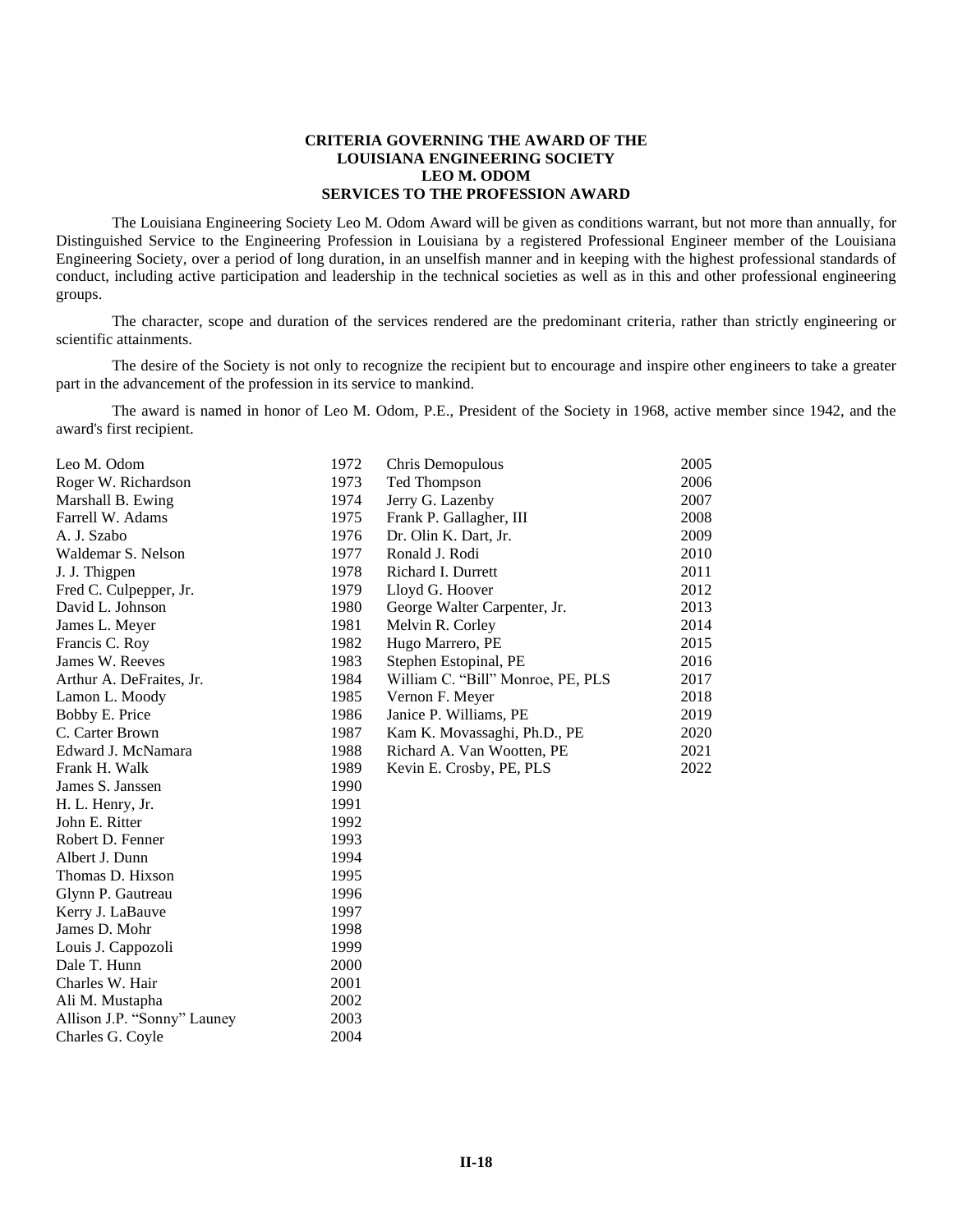# CRITERIA GOVERNING THE AWARD OF THE LOUISIANA ENGINEERING SOCIETY LEO M. ODOM SERVICES TO THE PROFESSION AWARD

The Louisiana Engineering Society Leo M. Odom Award will be given as conditions warrant, but not more than annually, for Distinguished Service to the Engineering Profession in Louisiana by a registered Professional Engineer member of the Louisiana Engineering Society, over a period of long duration, in an unselfish manner and in keeping with the highest professional standards of conduct, including active participation and leadership in the technical societies as well as in this and other professional engineering groups.

The character, scope and duration of the services rendered are the predominant criteria, rather than strictly engineering or scientific attainments.

The desire of the Society is not only to recognize the recipient but to encourage and inspire other engineers to take a greater part in the advancement of the profession in its service to mankind.

The award is named in honor of Leo M. Odom, P.E., President of the Society in 1968, active member since 1942, and the award's first recipient.

| Recipient | Year |
|---|---|
| Leo M. Odom | 1972 |
| Roger W. Richardson | 1973 |
| Marshall B. Ewing | 1974 |
| Farrell W. Adams | 1975 |
| A. J. Szabo | 1976 |
| Waldemar S. Nelson | 1977 |
| J. J. Thigpen | 1978 |
| Fred C. Culpepper, Jr. | 1979 |
| David L. Johnson | 1980 |
| James L. Meyer | 1981 |
| Francis C. Roy | 1982 |
| James W. Reeves | 1983 |
| Arthur A. DeFraites, Jr. | 1984 |
| Lamon L. Moody | 1985 |
| Bobby E. Price | 1986 |
| C. Carter Brown | 1987 |
| Edward J. McNamara | 1988 |
| Frank H. Walk | 1989 |
| James S. Janssen | 1990 |
| H. L. Henry, Jr. | 1991 |
| John E. Ritter | 1992 |
| Robert D. Fenner | 1993 |
| Albert J. Dunn | 1994 |
| Thomas D. Hixson | 1995 |
| Glynn P. Gautreau | 1996 |
| Kerry J. LaBauve | 1997 |
| James D. Mohr | 1998 |
| Louis J. Cappozoli | 1999 |
| Dale T. Hunn | 2000 |
| Charles W. Hair | 2001 |
| Ali M. Mustapha | 2002 |
| Allison J.P. "Sonny" Launey | 2003 |
| Charles G. Coyle | 2004 |
| Chris Demopulous | 2005 |
| Ted Thompson | 2006 |
| Jerry G. Lazenby | 2007 |
| Frank P. Gallagher, III | 2008 |
| Dr. Olin K. Dart, Jr. | 2009 |
| Ronald J. Rodi | 2010 |
| Richard I. Durrett | 2011 |
| Lloyd G. Hoover | 2012 |
| George Walter Carpenter, Jr. | 2013 |
| Melvin R. Corley | 2014 |
| Hugo Marrero, PE | 2015 |
| Stephen Estopinal, PE | 2016 |
| William C. "Bill" Monroe, PE, PLS | 2017 |
| Vernon F. Meyer | 2018 |
| Janice P. Williams, PE | 2019 |
| Kam K. Movassaghi, Ph.D., PE | 2020 |
| Richard A. Van Wootten, PE | 2021 |
| Kevin E. Crosby, PE, PLS | 2022 |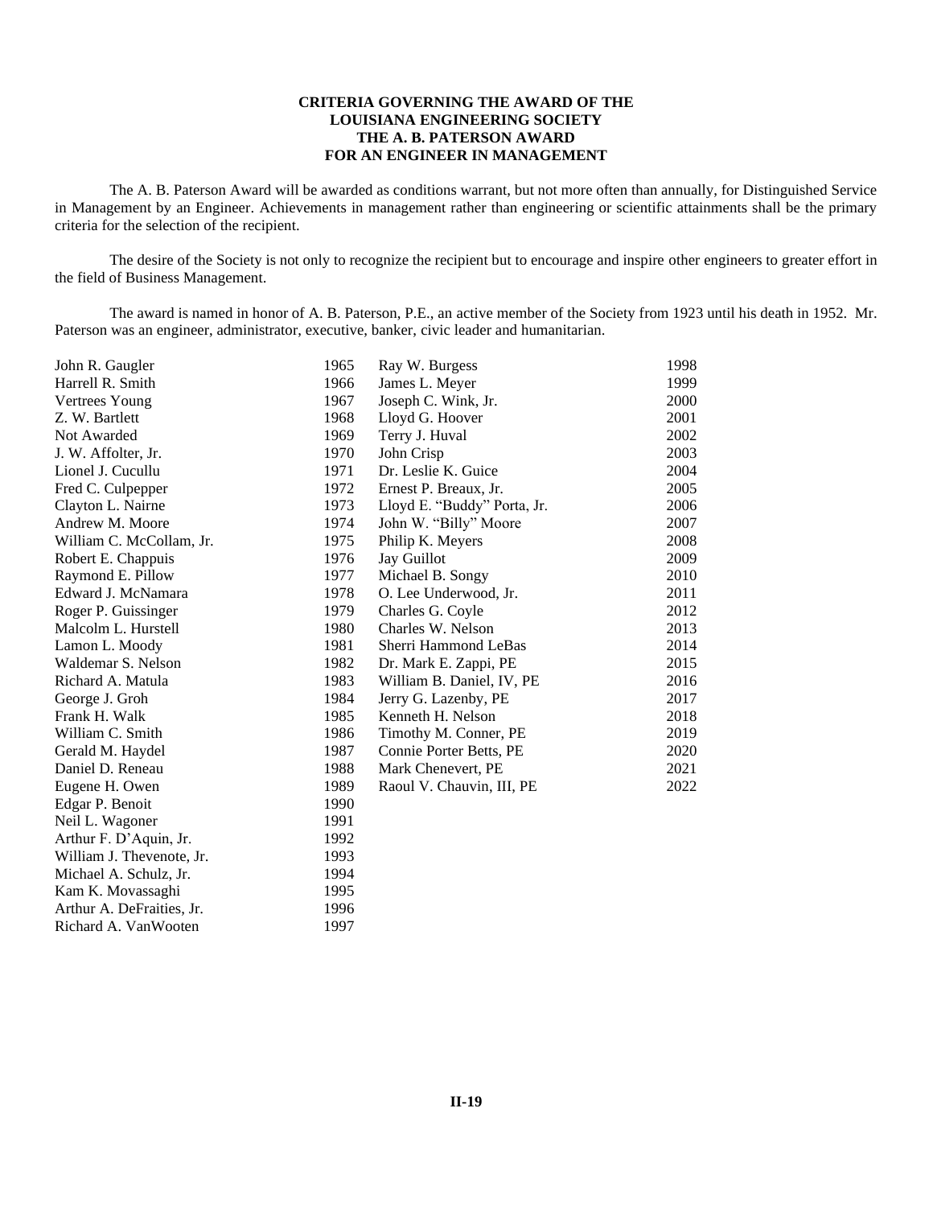## CRITERIA GOVERNING THE AWARD OF THE LOUISIANA ENGINEERING SOCIETY THE A. B. PATERSON AWARD FOR AN ENGINEER IN MANAGEMENT

The A. B. Paterson Award will be awarded as conditions warrant, but not more often than annually, for Distinguished Service in Management by an Engineer. Achievements in management rather than engineering or scientific attainments shall be the primary criteria for the selection of the recipient.

The desire of the Society is not only to recognize the recipient but to encourage and inspire other engineers to greater effort in the field of Business Management.

The award is named in honor of A. B. Paterson, P.E., an active member of the Society from 1923 until his death in 1952. Mr. Paterson was an engineer, administrator, executive, banker, civic leader and humanitarian.

| Recipient | Year |
|---|---|
| John R. Gaugler | 1965 |
| Harrell R. Smith | 1966 |
| Vertrees Young | 1967 |
| Z. W. Bartlett | 1968 |
| Not Awarded | 1969 |
| J. W. Affolter, Jr. | 1970 |
| Lionel J. Cucullu | 1971 |
| Fred C. Culpepper | 1972 |
| Clayton L. Nairne | 1973 |
| Andrew M. Moore | 1974 |
| William C. McCollam, Jr. | 1975 |
| Robert E. Chappuis | 1976 |
| Raymond E. Pillow | 1977 |
| Edward J. McNamara | 1978 |
| Roger P. Guissinger | 1979 |
| Malcolm L. Hurstell | 1980 |
| Lamon L. Moody | 1981 |
| Waldemar S. Nelson | 1982 |
| Richard A. Matula | 1983 |
| George J. Groh | 1984 |
| Frank H. Walk | 1985 |
| William C. Smith | 1986 |
| Gerald M. Haydel | 1987 |
| Daniel D. Reneau | 1988 |
| Eugene H. Owen | 1989 |
| Edgar P. Benoit | 1990 |
| Neil L. Wagoner | 1991 |
| Arthur F. D’Aquin, Jr. | 1992 |
| William J. Thevenote, Jr. | 1993 |
| Michael A. Schulz, Jr. | 1994 |
| Kam K. Movassaghi | 1995 |
| Arthur A. DeFraities, Jr. | 1996 |
| Richard A. VanWooten | 1997 |
| Ray W. Burgess | 1998 |
| James L. Meyer | 1999 |
| Joseph C. Wink, Jr. | 2000 |
| Lloyd G. Hoover | 2001 |
| Terry J. Huval | 2002 |
| John Crisp | 2003 |
| Dr. Leslie K. Guice | 2004 |
| Ernest P. Breaux, Jr. | 2005 |
| Lloyd E. “Buddy” Porta, Jr. | 2006 |
| John W. “Billy” Moore | 2007 |
| Philip K. Meyers | 2008 |
| Jay Guillot | 2009 |
| Michael B. Songy | 2010 |
| O. Lee Underwood, Jr. | 2011 |
| Charles G. Coyle | 2012 |
| Charles W. Nelson | 2013 |
| Sherri Hammond LeBas | 2014 |
| Dr. Mark E. Zappi, PE | 2015 |
| William B. Daniel, IV, PE | 2016 |
| Jerry G. Lazenby, PE | 2017 |
| Kenneth H. Nelson | 2018 |
| Timothy M. Conner, PE | 2019 |
| Connie Porter Betts, PE | 2020 |
| Mark Chenevert, PE | 2021 |
| Raoul V. Chauvin, III, PE | 2022 |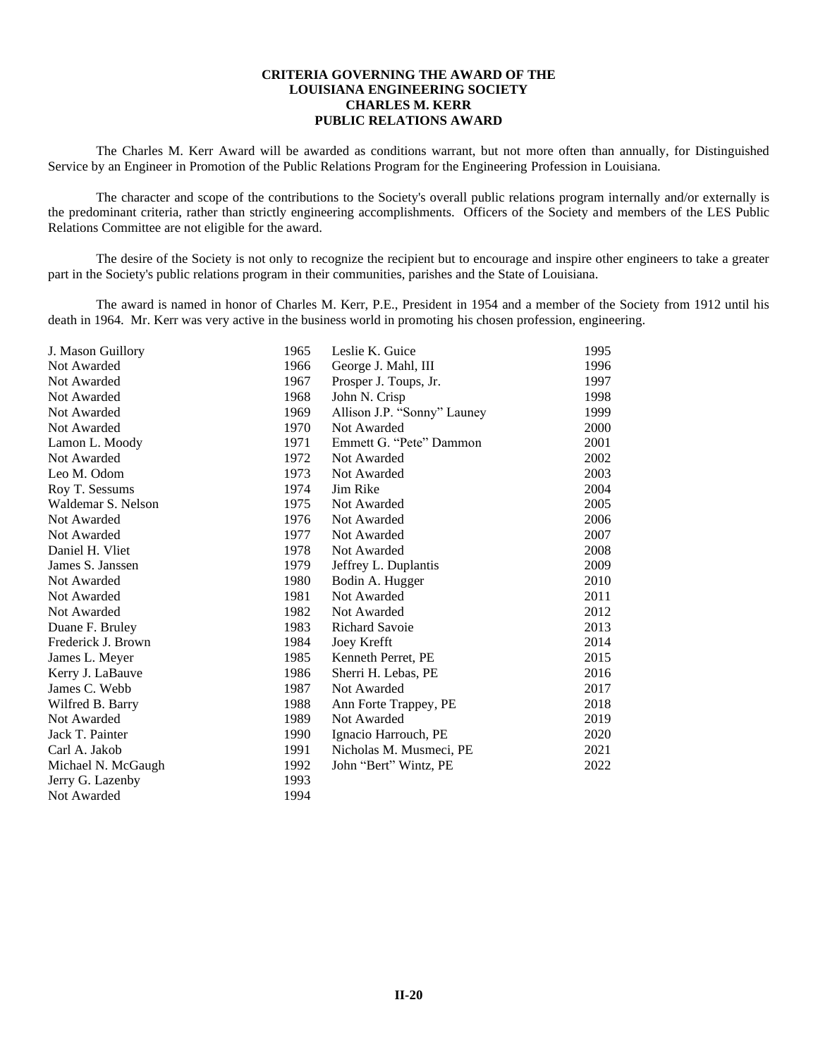**CRITERIA GOVERNING THE AWARD OF THE**
**LOUISIANA ENGINEERING SOCIETY**
**CHARLES M. KERR**
**PUBLIC RELATIONS AWARD**

The Charles M. Kerr Award will be awarded as conditions warrant, but not more often than annually, for Distinguished Service by an Engineer in Promotion of the Public Relations Program for the Engineering Profession in Louisiana.

The character and scope of the contributions to the Society's overall public relations program internally and/or externally is the predominant criteria, rather than strictly engineering accomplishments. Officers of the Society and members of the LES Public Relations Committee are not eligible for the award.

The desire of the Society is not only to recognize the recipient but to encourage and inspire other engineers to take a greater part in the Society's public relations program in their communities, parishes and the State of Louisiana.

The award is named in honor of Charles M. Kerr, P.E., President in 1954 and a member of the Society from 1912 until his death in 1964. Mr. Kerr was very active in the business world in promoting his chosen profession, engineering.

| Name | Year | Name | Year |
|---|---|---|---|
| J. Mason Guillory | 1965 | Leslie K. Guice | 1995 |
| Not Awarded | 1966 | George J. Mahl, III | 1996 |
| Not Awarded | 1967 | Prosper J. Toups, Jr. | 1997 |
| Not Awarded | 1968 | John N. Crisp | 1998 |
| Not Awarded | 1969 | Allison J.P. "Sonny" Launey | 1999 |
| Not Awarded | 1970 | Not Awarded | 2000 |
| Lamon L. Moody | 1971 | Emmett G. "Pete" Dammon | 2001 |
| Not Awarded | 1972 | Not Awarded | 2002 |
| Leo M. Odom | 1973 | Not Awarded | 2003 |
| Roy T. Sessums | 1974 | Jim Rike | 2004 |
| Waldemar S. Nelson | 1975 | Not Awarded | 2005 |
| Not Awarded | 1976 | Not Awarded | 2006 |
| Not Awarded | 1977 | Not Awarded | 2007 |
| Daniel H. Vliet | 1978 | Not Awarded | 2008 |
| James S. Janssen | 1979 | Jeffrey L. Duplantis | 2009 |
| Not Awarded | 1980 | Bodin A. Hugger | 2010 |
| Not Awarded | 1981 | Not Awarded | 2011 |
| Not Awarded | 1982 | Not Awarded | 2012 |
| Duane F. Bruley | 1983 | Richard Savoie | 2013 |
| Frederick J. Brown | 1984 | Joey Krefft | 2014 |
| James L. Meyer | 1985 | Kenneth Perret, PE | 2015 |
| Kerry J. LaBauve | 1986 | Sherri H. Lebas, PE | 2016 |
| James C. Webb | 1987 | Not Awarded | 2017 |
| Wilfred B. Barry | 1988 | Ann Forte Trappey, PE | 2018 |
| Not Awarded | 1989 | Not Awarded | 2019 |
| Jack T. Painter | 1990 | Ignacio Harrouch, PE | 2020 |
| Carl A. Jakob | 1991 | Nicholas M. Musmeci, PE | 2021 |
| Michael N. McGaugh | 1992 | John "Bert" Wintz, PE | 2022 |
| Jerry G. Lazenby | 1993 | | |
| Not Awarded | 1994 | | |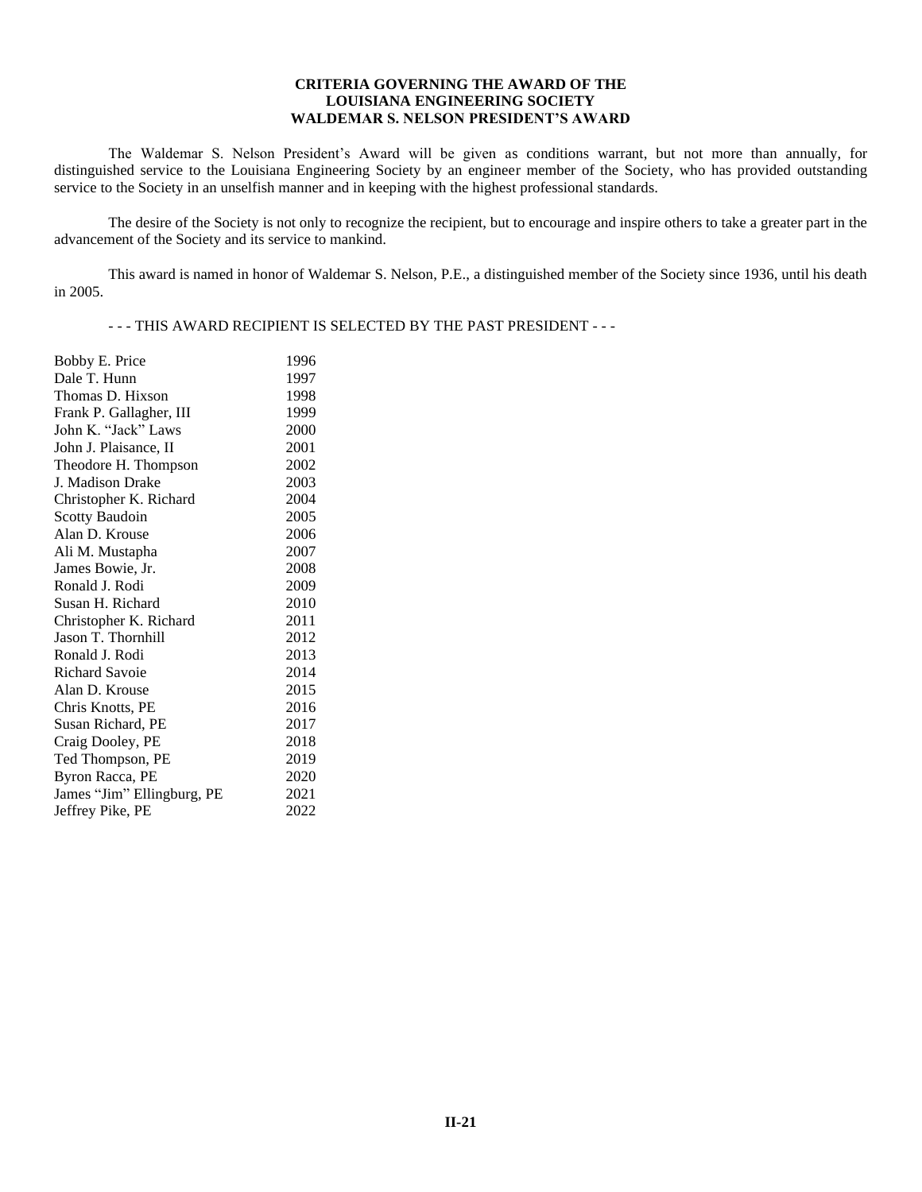# CRITERIA GOVERNING THE AWARD OF THE LOUISIANA ENGINEERING SOCIETY WALDEMAR S. NELSON PRESIDENT'S AWARD

The Waldemar S. Nelson President's Award will be given as conditions warrant, but not more than annually, for distinguished service to the Louisiana Engineering Society by an engineer member of the Society, who has provided outstanding service to the Society in an unselfish manner and in keeping with the highest professional standards.

The desire of the Society is not only to recognize the recipient, but to encourage and inspire others to take a greater part in the advancement of the Society and its service to mankind.

This award is named in honor of Waldemar S. Nelson, P.E., a distinguished member of the Society since 1936, until his death in 2005.

- - - THIS AWARD RECIPIENT IS SELECTED BY THE PAST PRESIDENT - - -

| | |
|---|---|
| Bobby E. Price | 1996 |
| Dale T. Hunn | 1997 |
| Thomas D. Hixson | 1998 |
| Frank P. Gallagher, III | 1999 |
| John K. "Jack" Laws | 2000 |
| John J. Plaisance, II | 2001 |
| Theodore H. Thompson | 2002 |
| J. Madison Drake | 2003 |
| Christopher K. Richard | 2004 |
| Scotty Baudoin | 2005 |
| Alan D. Krouse | 2006 |
| Ali M. Mustapha | 2007 |
| James Bowie, Jr. | 2008 |
| Ronald J. Rodi | 2009 |
| Susan H. Richard | 2010 |
| Christopher K. Richard | 2011 |
| Jason T. Thornhill | 2012 |
| Ronald J. Rodi | 2013 |
| Richard Savoie | 2014 |
| Alan D. Krouse | 2015 |
| Chris Knotts, PE | 2016 |
| Susan Richard, PE | 2017 |
| Craig Dooley, PE | 2018 |
| Ted Thompson, PE | 2019 |
| Byron Racca, PE | 2020 |
| James "Jim" Ellingburg, PE | 2021 |
| Jeffrey Pike, PE | 2022 |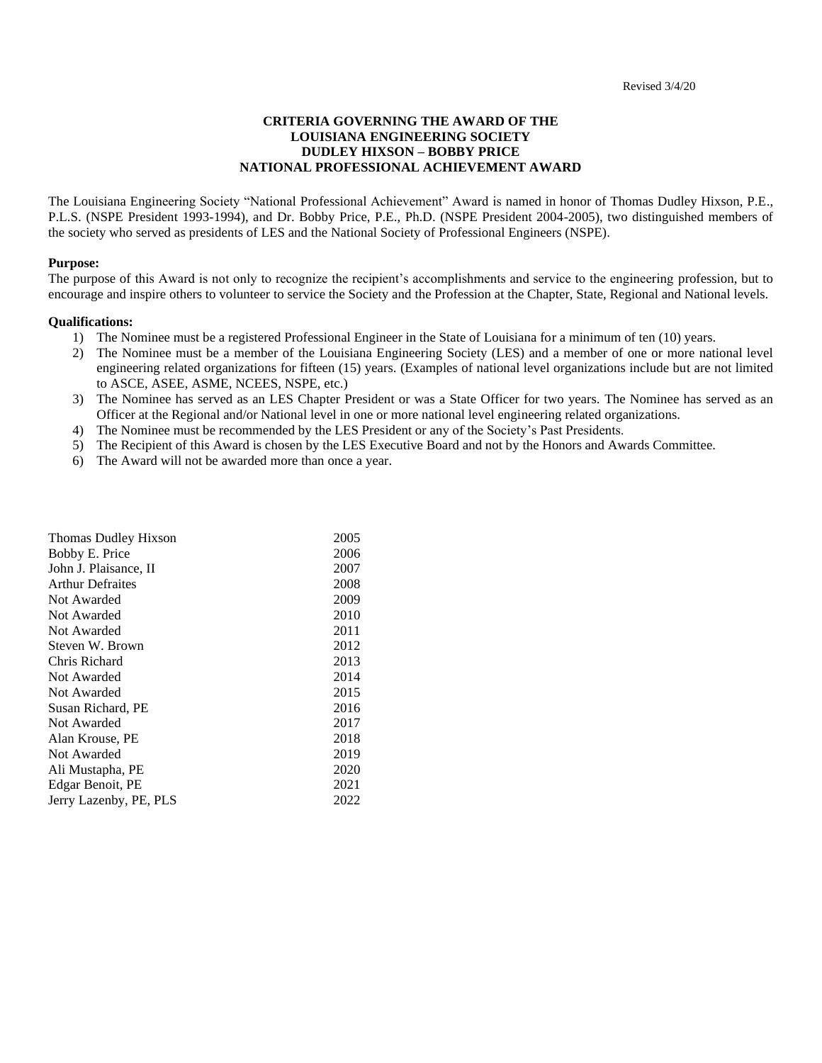Revised 3/4/20

# CRITERIA GOVERNING THE AWARD OF THE LOUISIANA ENGINEERING SOCIETY DUDLEY HIXSON – BOBBY PRICE NATIONAL PROFESSIONAL ACHIEVEMENT AWARD

The Louisiana Engineering Society "National Professional Achievement" Award is named in honor of Thomas Dudley Hixson, P.E., P.L.S. (NSPE President 1993-1994), and Dr. Bobby Price, P.E., Ph.D. (NSPE President 2004-2005), two distinguished members of the society who served as presidents of LES and the National Society of Professional Engineers (NSPE).

**Purpose:**
The purpose of this Award is not only to recognize the recipient's accomplishments and service to the engineering profession, but to encourage and inspire others to volunteer to service the Society and the Profession at the Chapter, State, Regional and National levels.

**Qualifications:**

1) The Nominee must be a registered Professional Engineer in the State of Louisiana for a minimum of ten (10) years.
2) The Nominee must be a member of the Louisiana Engineering Society (LES) and a member of one or more national level engineering related organizations for fifteen (15) years. (Examples of national level organizations include but are not limited to ASCE, ASEE, ASME, NCEES, NSPE, etc.)
3) The Nominee has served as an LES Chapter President or was a State Officer for two years. The Nominee has served as an Officer at the Regional and/or National level in one or more national level engineering related organizations.
4) The Nominee must be recommended by the LES President or any of the Society's Past Presidents.
5) The Recipient of this Award is chosen by the LES Executive Board and not by the Honors and Awards Committee.
6) The Award will not be awarded more than once a year.

| | |
|---|---|
| Thomas Dudley Hixson | 2005 |
| Bobby E. Price | 2006 |
| John J. Plaisance, II | 2007 |
| Arthur Defraites | 2008 |
| Not Awarded | 2009 |
| Not Awarded | 2010 |
| Not Awarded | 2011 |
| Steven W. Brown | 2012 |
| Chris Richard | 2013 |
| Not Awarded | 2014 |
| Not Awarded | 2015 |
| Susan Richard, PE | 2016 |
| Not Awarded | 2017 |
| Alan Krouse, PE | 2018 |
| Not Awarded | 2019 |
| Ali Mustapha, PE | 2020 |
| Edgar Benoit, PE | 2021 |
| Jerry Lazenby, PE, PLS | 2022 |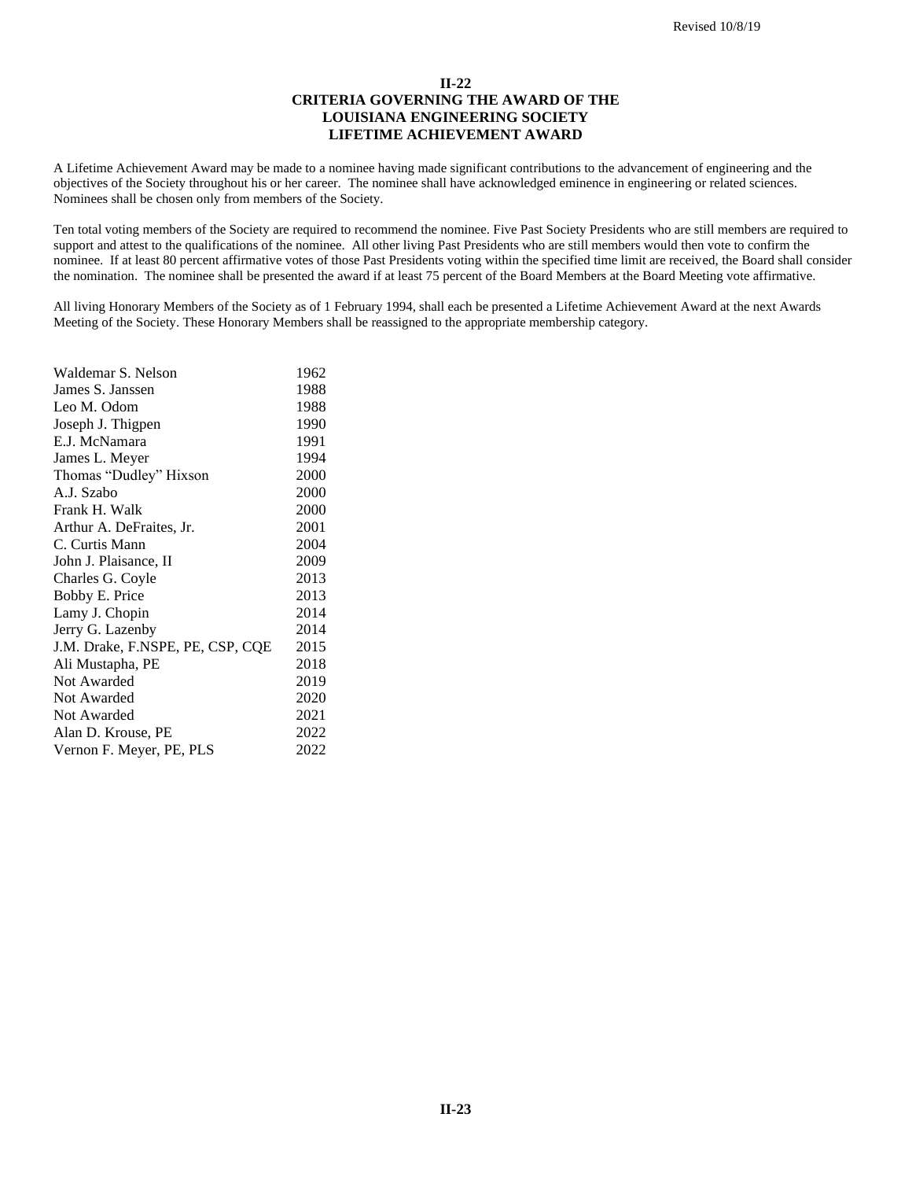Revised 10/8/19

## II-22
## CRITERIA GOVERNING THE AWARD OF THE LOUISIANA ENGINEERING SOCIETY LIFETIME ACHIEVEMENT AWARD

A Lifetime Achievement Award may be made to a nominee having made significant contributions to the advancement of engineering and the objectives of the Society throughout his or her career. The nominee shall have acknowledged eminence in engineering or related sciences. Nominees shall be chosen only from members of the Society.

Ten total voting members of the Society are required to recommend the nominee. Five Past Society Presidents who are still members are required to support and attest to the qualifications of the nominee. All other living Past Presidents who are still members would then vote to confirm the nominee. If at least 80 percent affirmative votes of those Past Presidents voting within the specified time limit are received, the Board shall consider the nomination. The nominee shall be presented the award if at least 75 percent of the Board Members at the Board Meeting vote affirmative.

All living Honorary Members of the Society as of 1 February 1994, shall each be presented a Lifetime Achievement Award at the next Awards Meeting of the Society. These Honorary Members shall be reassigned to the appropriate membership category.

| | |
|---|---|
| Waldemar S. Nelson | 1962 |
| James S. Janssen | 1988 |
| Leo M. Odom | 1988 |
| Joseph J. Thigpen | 1990 |
| E.J. McNamara | 1991 |
| James L. Meyer | 1994 |
| Thomas "Dudley" Hixson | 2000 |
| A.J. Szabo | 2000 |
| Frank H. Walk | 2000 |
| Arthur A. DeFraites, Jr. | 2001 |
| C. Curtis Mann | 2004 |
| John J. Plaisance, II | 2009 |
| Charles G. Coyle | 2013 |
| Bobby E. Price | 2013 |
| Lamy J. Chopin | 2014 |
| Jerry G. Lazenby | 2014 |
| J.M. Drake, F.NSPE, PE, CSP, CQE | 2015 |
| Ali Mustapha, PE | 2018 |
| Not Awarded | 2019 |
| Not Awarded | 2020 |
| Not Awarded | 2021 |
| Alan D. Krouse, PE | 2022 |
| Vernon F. Meyer, PE, PLS | 2022 |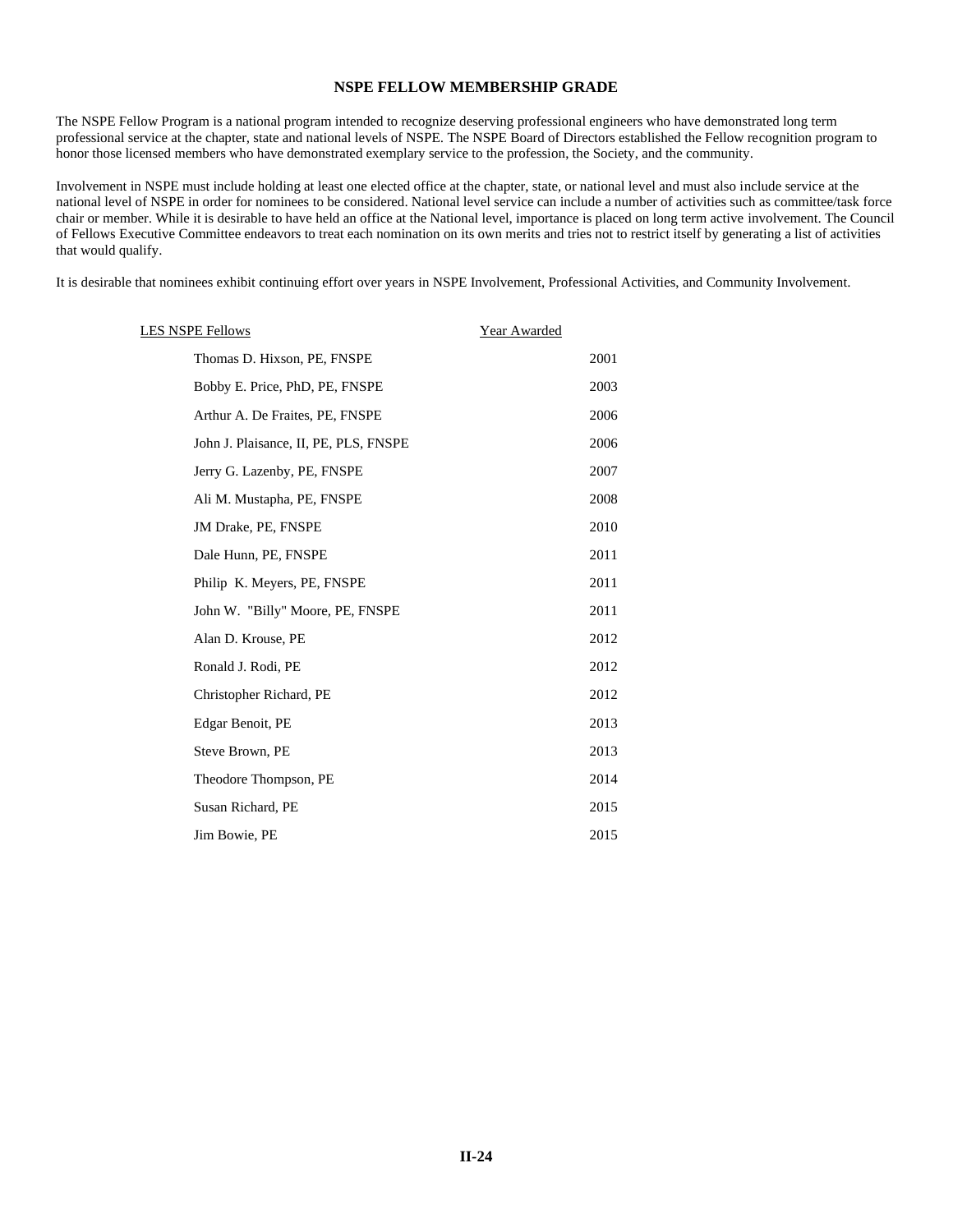## NSPE FELLOW MEMBERSHIP GRADE

The NSPE Fellow Program is a national program intended to recognize deserving professional engineers who have demonstrated long term professional service at the chapter, state and national levels of NSPE. The NSPE Board of Directors established the Fellow recognition program to honor those licensed members who have demonstrated exemplary service to the profession, the Society, and the community.

Involvement in NSPE must include holding at least one elected office at the chapter, state, or national level and must also include service at the national level of NSPE in order for nominees to be considered. National level service can include a number of activities such as committee/task force chair or member. While it is desirable to have held an office at the National level, importance is placed on long term active involvement. The Council of Fellows Executive Committee endeavors to treat each nomination on its own merits and tries not to restrict itself by generating a list of activities that would qualify.

It is desirable that nominees exhibit continuing effort over years in NSPE Involvement, Professional Activities, and Community Involvement.

| LES NSPE Fellows | Year Awarded |
|---|---|
| Thomas D. Hixson, PE, FNSPE | 2001 |
| Bobby E. Price, PhD, PE, FNSPE | 2003 |
| Arthur A. De Fraites, PE, FNSPE | 2006 |
| John J. Plaisance, II, PE, PLS, FNSPE | 2006 |
| Jerry G. Lazenby, PE, FNSPE | 2007 |
| Ali M. Mustapha, PE, FNSPE | 2008 |
| JM Drake, PE, FNSPE | 2010 |
| Dale Hunn, PE, FNSPE | 2011 |
| Philip K. Meyers, PE, FNSPE | 2011 |
| John W. "Billy" Moore, PE, FNSPE | 2011 |
| Alan D. Krouse, PE | 2012 |
| Ronald J. Rodi, PE | 2012 |
| Christopher Richard, PE | 2012 |
| Edgar Benoit, PE | 2013 |
| Steve Brown, PE | 2013 |
| Theodore Thompson, PE | 2014 |
| Susan Richard, PE | 2015 |
| Jim Bowie, PE | 2015 |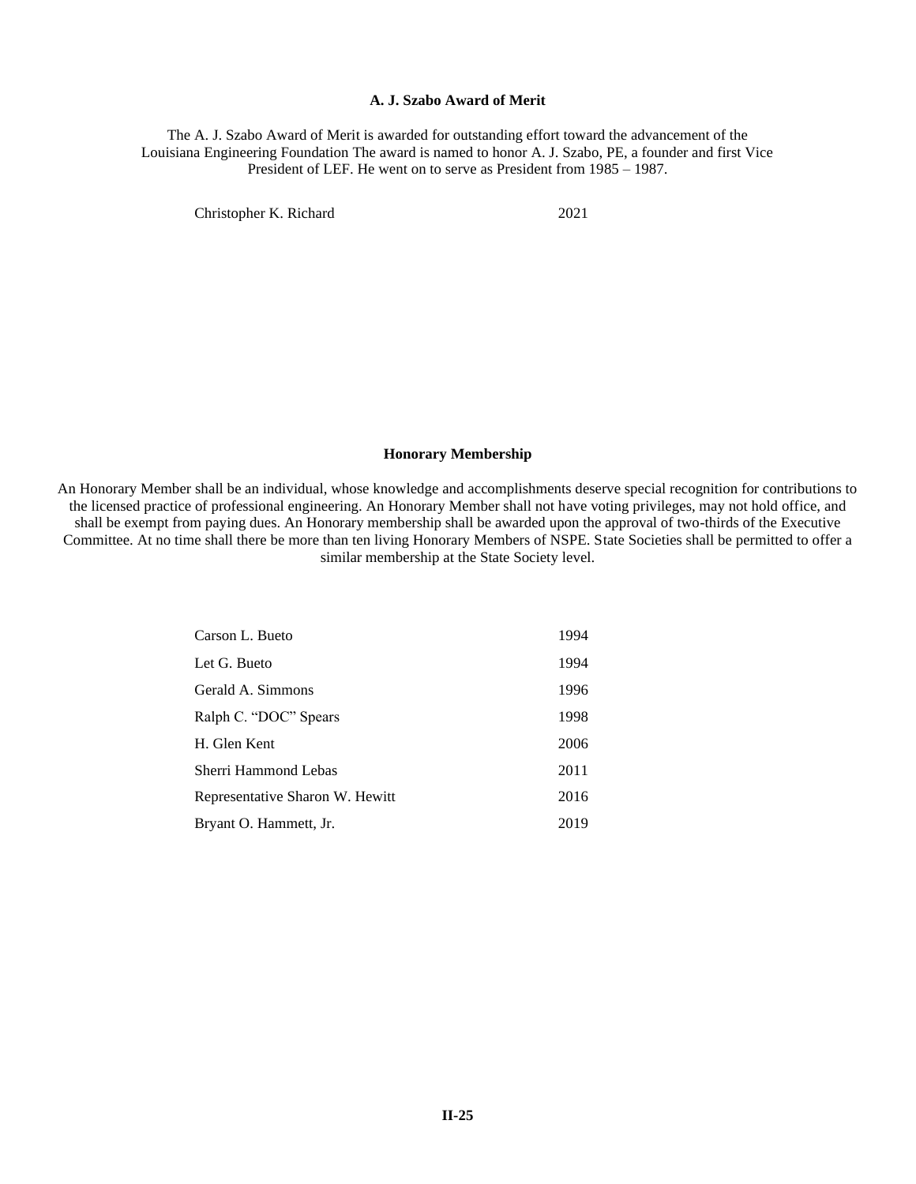### A. J. Szabo Award of Merit

The A. J. Szabo Award of Merit is awarded for outstanding effort toward the advancement of the Louisiana Engineering Foundation The award is named to honor A. J. Szabo, PE, a founder and first Vice President of LEF. He went on to serve as President from 1985 – 1987.

| | |
|---|---|
| Christopher K. Richard | 2021 |

### Honorary Membership

An Honorary Member shall be an individual, whose knowledge and accomplishments deserve special recognition for contributions to the licensed practice of professional engineering. An Honorary Member shall not have voting privileges, may not hold office, and shall be exempt from paying dues. An Honorary membership shall be awarded upon the approval of two-thirds of the Executive Committee. At no time shall there be more than ten living Honorary Members of NSPE. State Societies shall be permitted to offer a similar membership at the State Society level.

| | |
|---|---|
| Carson L. Bueto | 1994 |
| Let G. Bueto | 1994 |
| Gerald A. Simmons | 1996 |
| Ralph C. "DOC" Spears | 1998 |
| H. Glen Kent | 2006 |
| Sherri Hammond Lebas | 2011 |
| Representative Sharon W. Hewitt | 2016 |
| Bryant O. Hammett, Jr. | 2019 |